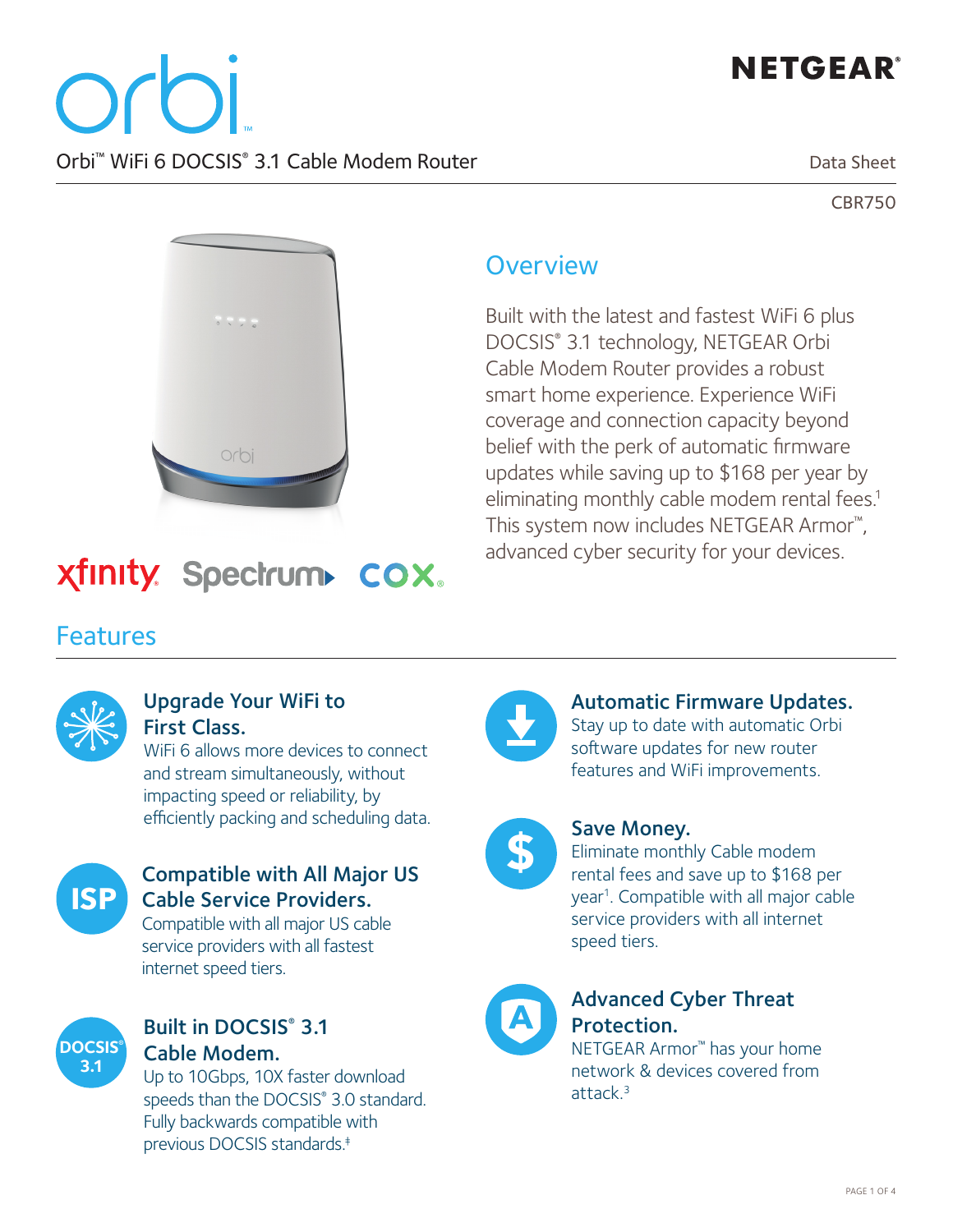# orbi

NETGEAR®

Orbi™ WiFi 6 DOCSIS® 3.1 Cable Modem Router

Data Sheet

CBR750

xfinity Spectrum COX

## Overview

Built with the latest and fastest WiFi 6 plus DOCSIS® 3.1 technology, NETGEAR Orbi Cable Modem Router provides a robust smart home experience. Experience WiFi coverage and connection capacity beyond belief with the perk of automatic firmware updates while saving up to $168 per year by eliminating monthly cable modem rental fees.[1] This system now includes NETGEAR Armor™, advanced cyber security for your devices.

## Features

### Upgrade Your WiFi to First Class.

WiFi 6 allows more devices to connect and stream simultaneously, without impacting speed or reliability, by efficiently packing and scheduling data.

### Compatible with All Major US Cable Service Providers.

Compatible with all major US cable service providers with all fastest internet speed tiers.

### Built in DOCSIS® 3.1 Cable Modem.

Up to 10Gbps, 10X faster download speeds than the DOCSIS® 3.0 standard. Fully backwards compatible with previous DOCSIS standards.[‡]

### Automatic Firmware Updates.

Stay up to date with automatic Orbi software updates for new router features and WiFi improvements.

### Save Money.

Eliminate monthly Cable modem rental fees and save up to $168 per year[1]. Compatible with all major cable service providers with all internet speed tiers.

### Advanced Cyber Threat Protection.

NETGEAR Armor™ has your home network & devices covered from attack.[3]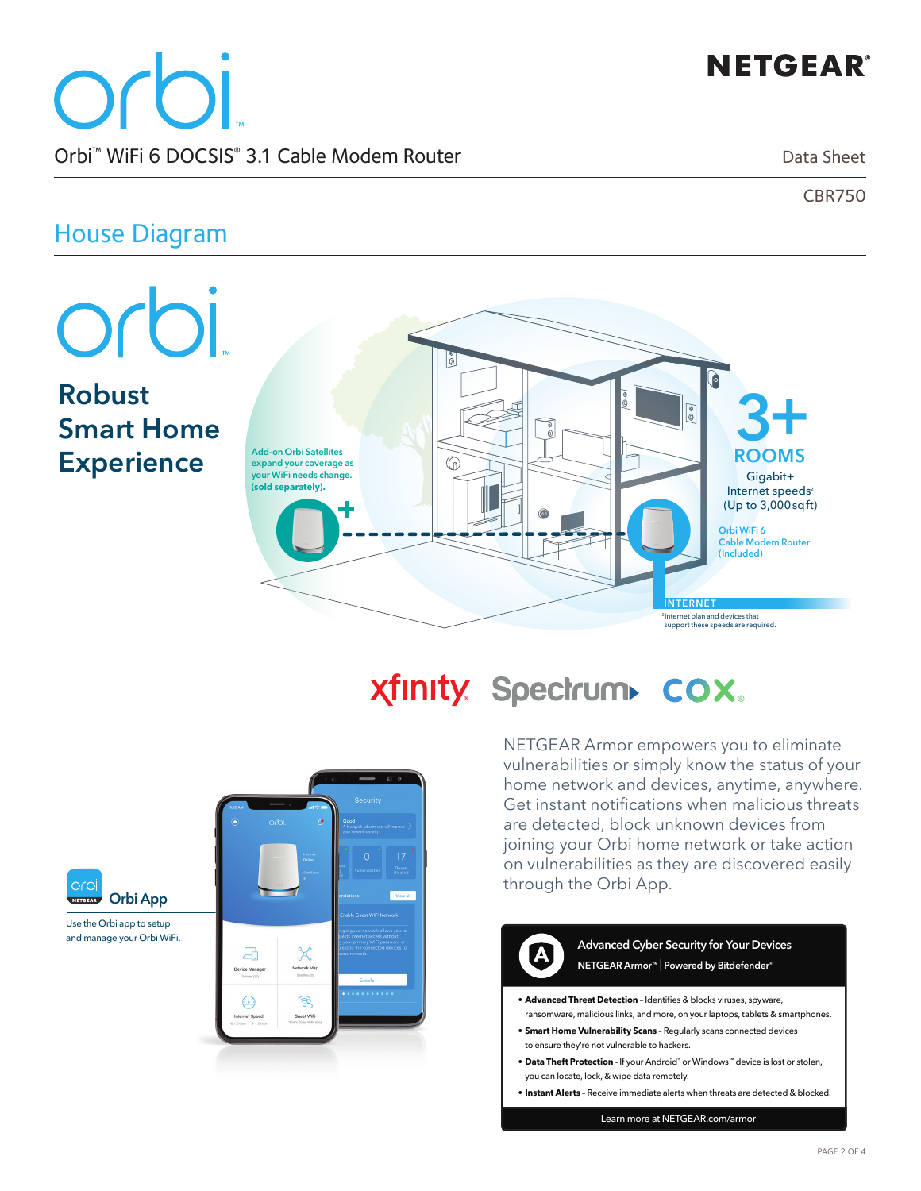# Orbi™ WiFi 6 DOCSIS® 3.1 Cable Modem Router

Data Sheet

CBR750

## House Diagram

**Robust Smart Home Experience**

Add-on Orbi Satellites expand your coverage as your WiFi needs change. **(sold separately).**

3+ ROOMS

Gigabit+ Internet speeds[2] (Up to 3,000 sqft)

Orbi WiFi 6 Cable Modem Router (Included)

INTERNET

[2]Internet plan and devices that support these speeds are required.

xfinity Spectrum COX

**Orbi App**

Use the Orbi app to setup and manage your Orbi WiFi.

NETGEAR Armor empowers you to eliminate vulnerabilities or simply know the status of your home network and devices, anytime, anywhere. Get instant notifications when malicious threats are detected, block unknown devices from joining your Orbi home network or take action on vulnerabilities as they are discovered easily through the Orbi App.

### Advanced Cyber Security for Your Devices

NETGEAR Armor™ | Powered by Bitdefender®

- **Advanced Threat Detection** - Identifies & blocks viruses, spyware, ransomware, malicious links, and more, on your laptops, tablets & smartphones.
- **Smart Home Vulnerability Scans** - Regularly scans connected devices to ensure they're not vulnerable to hackers.
- **Data Theft Protection** - If your Android® or Windows™ device is lost or stolen, you can locate, lock, & wipe data remotely.
- **Instant Alerts** - Receive immediate alerts when threats are detected & blocked.

Learn more at NETGEAR.com/armor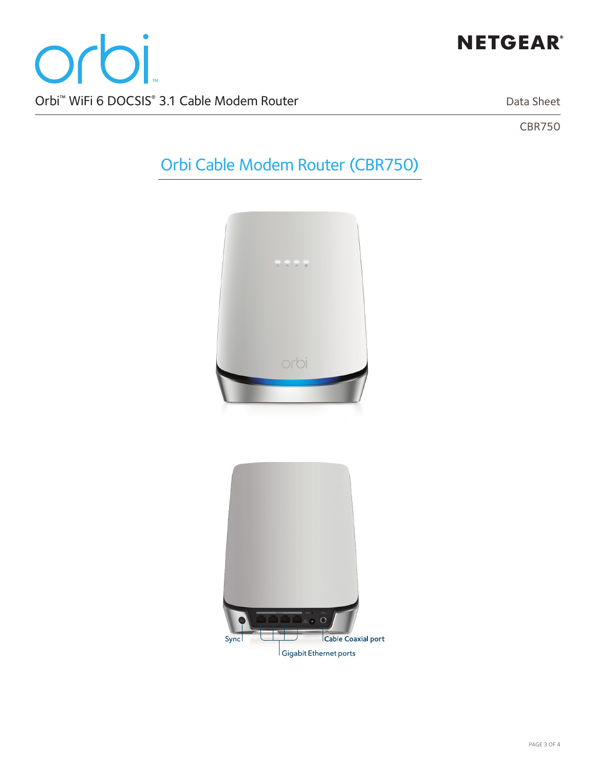# orbi

NETGEAR®

Orbi™ WiFi 6 DOCSIS® 3.1 Cable Modem Router

Data Sheet

CBR750

## Orbi Cable Modem Router (CBR750)

Sync

Cable Coaxial port

Gigabit Ethernet ports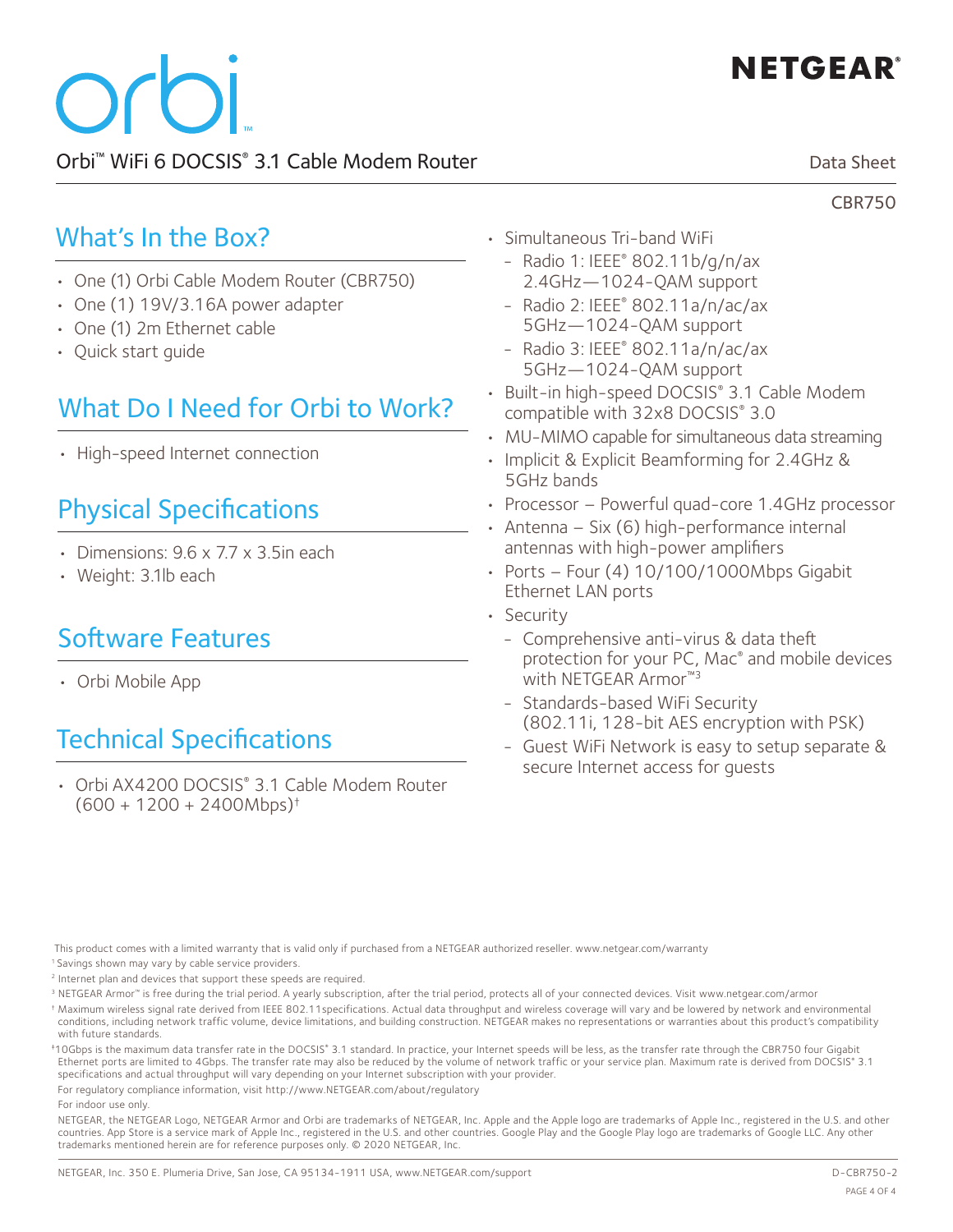# orbi™

NETGEAR®

Orbi™ WiFi 6 DOCSIS® 3.1 Cable Modem Router

Data Sheet

CBR750

## What's In the Box?

- One (1) Orbi Cable Modem Router (CBR750)
- One (1) 19V/3.16A power adapter
- One (1) 2m Ethernet cable
- Quick start guide

## What Do I Need for Orbi to Work?

- High-speed Internet connection

## Physical Specifications

- Dimensions: 9.6 x 7.7 x 3.5in each
- Weight: 3.1lb each

## Software Features

- Orbi Mobile App

## Technical Specifications

- Orbi AX4200 DOCSIS® 3.1 Cable Modem Router (600 + 1200 + 2400Mbps)†
- Simultaneous Tri-band WiFi
  - Radio 1: IEEE® 802.11b/g/n/ax 2.4GHz—1024-QAM support
  - Radio 2: IEEE® 802.11a/n/ac/ax 5GHz—1024-QAM support
  - Radio 3: IEEE® 802.11a/n/ac/ax 5GHz—1024-QAM support
- Built-in high-speed DOCSIS® 3.1 Cable Modem compatible with 32x8 DOCSIS® 3.0
- MU-MIMO capable for simultaneous data streaming
- Implicit & Explicit Beamforming for 2.4GHz & 5GHz bands
- Processor – Powerful quad-core 1.4GHz processor
- Antenna – Six (6) high-performance internal antennas with high-power amplifiers
- Ports – Four (4) 10/100/1000Mbps Gigabit Ethernet LAN ports
- Security
  - Comprehensive anti-virus & data theft protection for your PC, Mac® and mobile devices with NETGEAR Armor™3
  - Standards-based WiFi Security (802.11i, 128-bit AES encryption with PSK)
  - Guest WiFi Network is easy to setup separate & secure Internet access for guests

This product comes with a limited warranty that is valid only if purchased from a NETGEAR authorized reseller. www.netgear.com/warranty

[1] Savings shown may vary by cable service providers.

[2] Internet plan and devices that support these speeds are required.

[3] NETGEAR Armor™ is free during the trial period. A yearly subscription, after the trial period, protects all of your connected devices. Visit www.netgear.com/armor

† Maximum wireless signal rate derived from IEEE 802.11specifications. Actual data throughput and wireless coverage will vary and be lowered by network and environmental conditions, including network traffic volume, device limitations, and building construction. NETGEAR makes no representations or warranties about this product's compatibility with future standards.

‡10Gbps is the maximum data transfer rate in the DOCSIS® 3.1 standard. In practice, your Internet speeds will be less, as the transfer rate through the CBR750 four Gigabit Ethernet ports are limited to 4Gbps. The transfer rate may also be reduced by the volume of network traffic or your service plan. Maximum rate is derived from DOCSIS® 3.1 specifications and actual throughput will vary depending on your Internet subscription with your provider.

For regulatory compliance information, visit http://www.NETGEAR.com/about/regulatory

For indoor use only.

NETGEAR, the NETGEAR Logo, NETGEAR Armor and Orbi are trademarks of NETGEAR, Inc. Apple and the Apple logo are trademarks of Apple Inc., registered in the U.S. and other countries. App Store is a service mark of Apple Inc., registered in the U.S. and other countries. Google Play and the Google Play logo are trademarks of Google LLC. Any other trademarks mentioned herein are for reference purposes only. © 2020 NETGEAR, Inc.

NETGEAR, Inc. 350 E. Plumeria Drive, San Jose, CA 95134-1911 USA, www.NETGEAR.com/support

D-CBR750-2